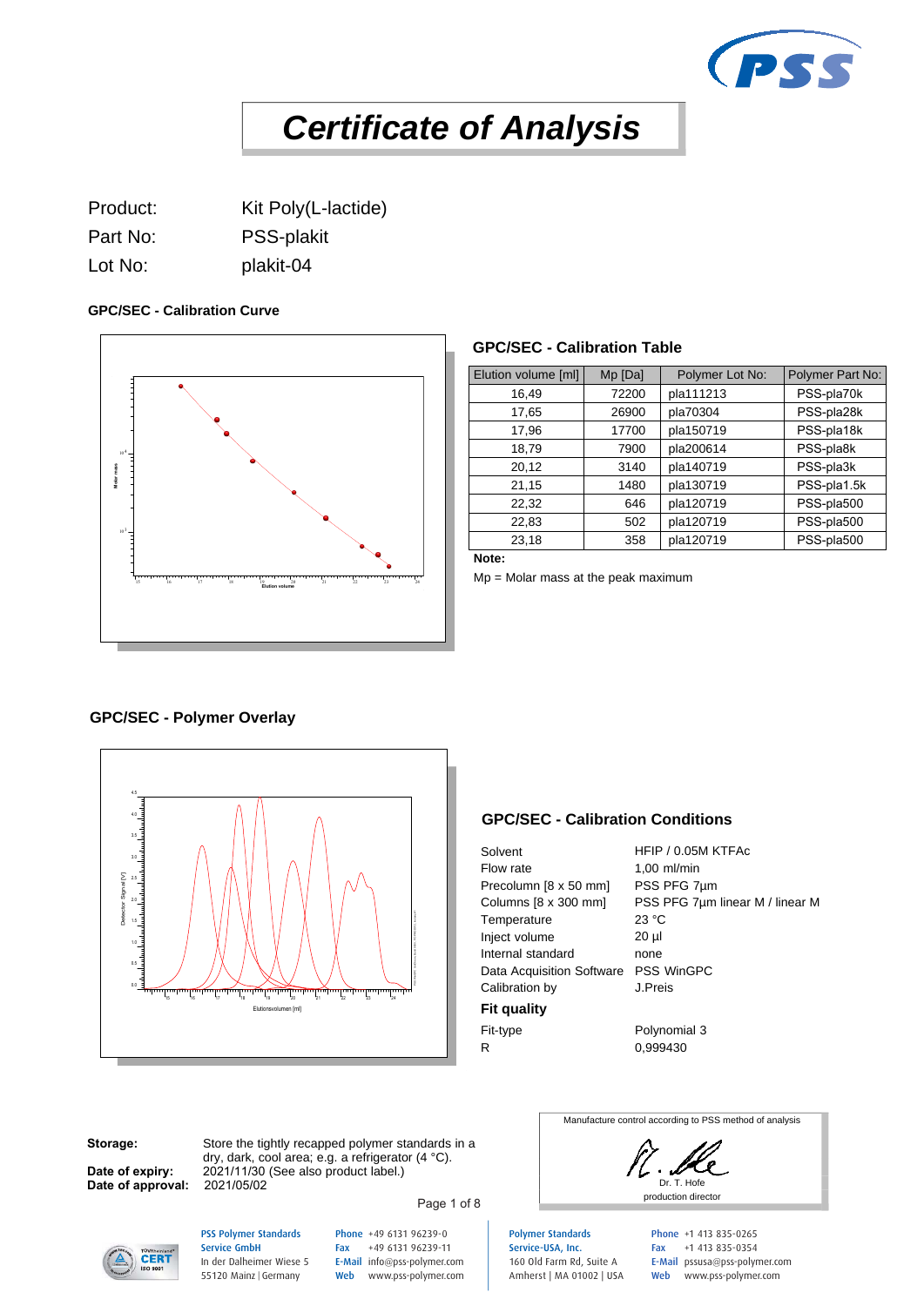# Certificate of Analysis

Product: Kit Poly(L-lactide)

Part No: PSS-plakit

Lot No: plakit-04

### GPC/SEC - Calibration Curve

### GPC/SEC - Calibration Table

| Elution volume [ml] | Mp [Da] | Polymer Lot No: | Polymer Part No: |
|---|---|---|---|
| 16,49 | 72200 | pla111213 | PSS-pla70k |
| 17,65 | 26900 | pla70304 | PSS-pla28k |
| 17,96 | 17700 | pla150719 | PSS-pla18k |
| 18,79 | 7900 | pla200614 | PSS-pla8k |
| 20,12 | 3140 | pla140719 | PSS-pla3k |
| 21,15 | 1480 | pla130719 | PSS-pla1.5k |
| 22,32 | 646 | pla120719 | PSS-pla500 |
| 22,83 | 502 | pla120719 | PSS-pla500 |
| 23,18 | 358 | pla120719 | PSS-pla500 |

**Note:**

Mp = Molar mass at the peak maximum

### GPC/SEC - Polymer Overlay

### GPC/SEC - Calibration Conditions

| | |
|---|---|
| Solvent | HFIP / 0.05M KTFAc |
| Flow rate | 1,00 ml/min |
| Precolumn [8 x 50 mm] | PSS PFG 7µm |
| Columns [8 x 300 mm] | PSS PFG 7µm linear M / linear M |
| Temperature | 23 °C |
| Inject volume | 20 µl |
| Internal standard | none |
| Data Acquisition Software | PSS WinGPC |
| Calibration by | J.Preis |

**Fit quality**

| | |
|---|---|
| Fit-type | Polynomial 3 |
| R | 0,999430 |

**Storage:** Store the tightly recapped polymer standards in a dry, dark, cool area; e.g. a refrigerator (4 °C).

**Date of expiry:** 2021/11/30 (See also product label.)

**Date of approval:** 2021/05/02

Manufacture control according to PSS method of analysis

Dr. T. Hofe
production director

**PSS Polymer Standards Service GmbH**
In der Dalheimer Wiese 5
55120 Mainz | Germany

Phone +49 6131 96239-0
Fax +49 6131 96239-11
E-Mail info@pss-polymer.com
Web www.pss-polymer.com

**Polymer Standards Service-USA, Inc.**
160 Old Farm Rd, Suite A
Amherst | MA 01002 | USA

Phone +1 413 835-0265
Fax +1 413 835-0354
E-Mail pssusa@pss-polymer.com
Web www.pss-polymer.com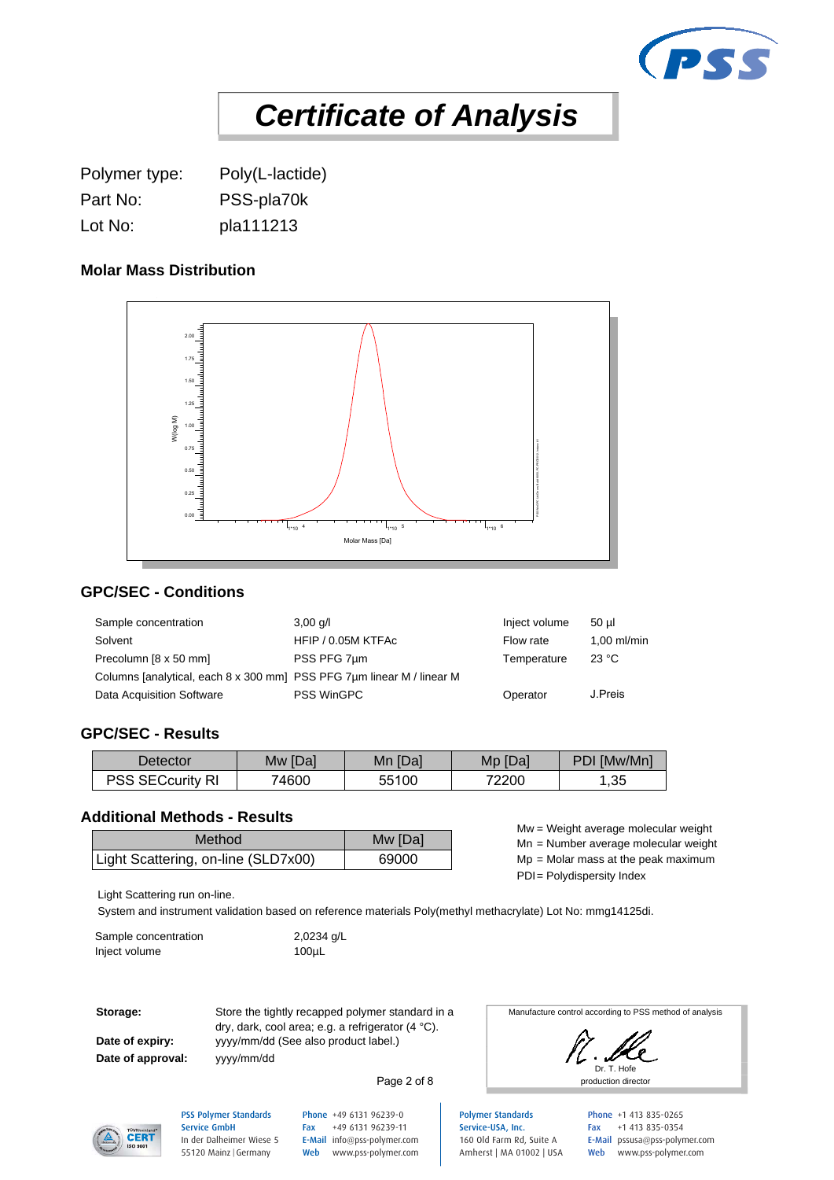# Certificate of Analysis

Polymer type: Poly(L-lactide)
Part No: PSS-pla70k
Lot No: pla111213

## Molar Mass Distribution

## GPC/SEC - Conditions

| | | | |
|---|---|---|---|
| Sample concentration | 3,00 g/l | Inject volume | 50 µl |
| Solvent | HFIP / 0.05M KTFAc | Flow rate | 1,00 ml/min |
| Precolumn [8 x 50 mm] | PSS PFG 7µm | Temperature | 23 °C |
| Columns [analytical, each 8 x 300 mm] | PSS PFG 7µm linear M / linear M | | |
| Data Acquisition Software | PSS WinGPC | Operator | J.Preis |

## GPC/SEC - Results

| Detector | Mw [Da] | Mn [Da] | Mp [Da] | PDI [Mw/Mn] |
|---|---|---|---|---|
| PSS SECcurity RI | 74600 | 55100 | 72200 | 1,35 |

## Additional Methods - Results

| Method | Mw [Da] |
|---|---|
| Light Scattering, on-line (SLD7x00) | 69000 |

Mw = Weight average molecular weight
Mn = Number average molecular weight
Mp = Molar mass at the peak maximum
PDI = Polydispersity Index

Light Scattering run on-line.
System and instrument validation based on reference materials Poly(methyl methacrylate) Lot No: mmg14125di.

| | |
|---|---|
| Sample concentration | 2,0234 g/L |
| Inject volume | 100µL |

**Storage:** Store the tightly recapped polymer standard in a dry, dark, cool area; e.g. a refrigerator (4 °C).

**Date of expiry:** yyyy/mm/dd (See also product label.)

**Date of approval:** yyyy/mm/dd

Manufacture control according to PSS method of analysis

Dr. T. Hofe
production director

**PSS Polymer Standards Service GmbH**
In der Dalheimer Wiese 5
55120 Mainz | Germany
Phone +49 6131 96239-0
Fax +49 6131 96239-11
E-Mail info@pss-polymer.com
Web www.pss-polymer.com

**Polymer Standards Service-USA, Inc.**
160 Old Farm Rd, Suite A
Amherst | MA 01002 | USA
Phone +1 413 835-0265
Fax +1 413 835-0354
E-Mail pssusa@pss-polymer.com
Web www.pss-polymer.com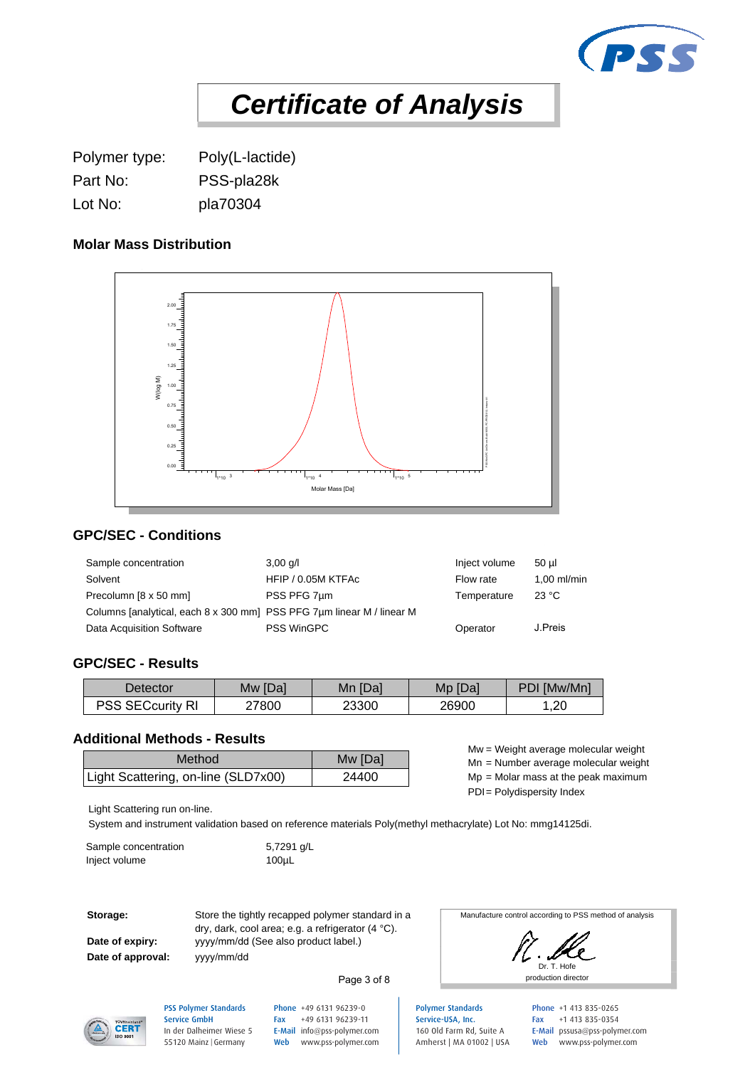# Certificate of Analysis

Polymer type: Poly(L-lactide)

Part No: PSS-pla28k

Lot No: pla70304

## Molar Mass Distribution

## GPC/SEC - Conditions

| | | | |
|---|---|---|---|
| Sample concentration | 3,00 g/l | Inject volume | 50 µl |
| Solvent | HFIP / 0.05M KTFAc | Flow rate | 1,00 ml/min |
| Precolumn [8 x 50 mm] | PSS PFG 7µm | Temperature | 23 °C |
| Columns [analytical, each 8 x 300 mm] | PSS PFG 7µm linear M / linear M | | |
| Data Acquisition Software | PSS WinGPC | Operator | J.Preis |

## GPC/SEC - Results

| Detector | Mw [Da] | Mn [Da] | Mp [Da] | PDI [Mw/Mn] |
|---|---|---|---|---|
| PSS SECcurity RI | 27800 | 23300 | 26900 | 1,20 |

## Additional Methods - Results

| Method | Mw [Da] |
|---|---|
| Light Scattering, on-line (SLD7x00) | 24400 |

Mw = Weight average molecular weight
Mn = Number average molecular weight
Mp = Molar mass at the peak maximum
PDI = Polydispersity Index

Light Scattering run on-line.
System and instrument validation based on reference materials Poly(methyl methacrylate) Lot No: mmg14125di.

| | |
|---|---|
| Sample concentration | 5,7291 g/L |
| Inject volume | 100µL |

**Storage:** Store the tightly recapped polymer standard in a dry, dark, cool area; e.g. a refrigerator (4 °C).

**Date of expiry:** yyyy/mm/dd (See also product label.)

**Date of approval:** yyyy/mm/dd

Manufacture control according to PSS method of analysis

Dr. T. Hofe
production director

PSS Polymer Standards Service GmbH
In der Dalheimer Wiese 5
55120 Mainz | Germany
Phone +49 6131 96239-0
Fax +49 6131 96239-11
E-Mail info@pss-polymer.com
Web www.pss-polymer.com

Polymer Standards Service-USA, Inc.
160 Old Farm Rd, Suite A
Amherst | MA 01002 | USA
Phone +1 413 835-0265
Fax +1 413 835-0354
E-Mail pssusa@pss-polymer.com
Web www.pss-polymer.com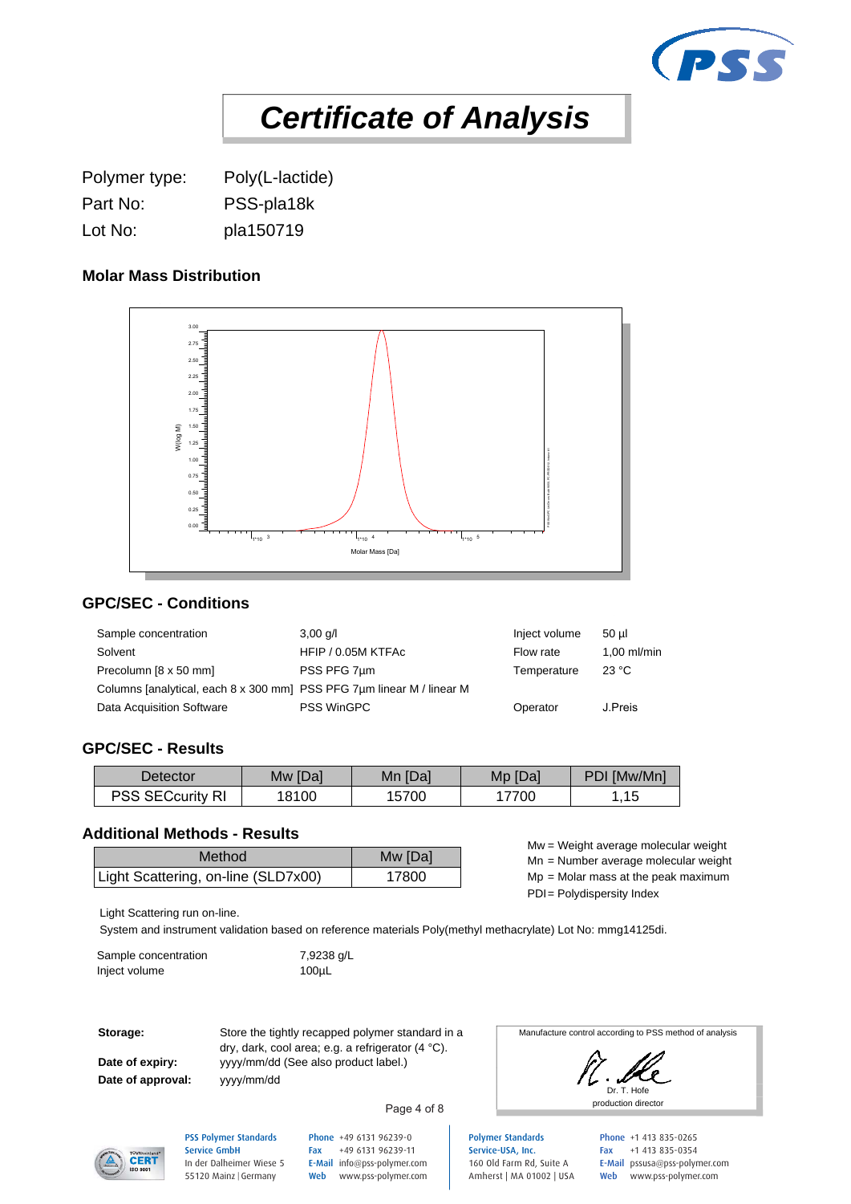# *Certificate of Analysis*

| | |
|---|---|
| Polymer type: | Poly(L-lactide) |
| Part No: | PSS-pla18k |
| Lot No: | pla150719 |

### Molar Mass Distribution

### GPC/SEC - Conditions

| | | | |
|---|---|---|---|
| Sample concentration | 3,00 g/l | Inject volume | 50 µl |
| Solvent | HFIP / 0.05M KTFAc | Flow rate | 1,00 ml/min |
| Precolumn [8 x 50 mm] | PSS PFG 7µm | Temperature | 23 °C |
| Columns [analytical, each 8 x 300 mm] | PSS PFG 7µm linear M / linear M | | |
| Data Acquisition Software | PSS WinGPC | Operator | J.Preis |

### GPC/SEC - Results

| Detector | Mw [Da] | Mn [Da] | Mp [Da] | PDI [Mw/Mn] |
|---|---|---|---|---|
| PSS SECcurity RI | 18100 | 15700 | 17700 | 1,15 |

### Additional Methods - Results

| Method | Mw [Da] |
|---|---|
| Light Scattering, on-line (SLD7x00) | 17800 |

Mw = Weight average molecular weight
Mn = Number average molecular weight
Mp = Molar mass at the peak maximum
PDI = Polydispersity Index

Light Scattering run on-line.
System and instrument validation based on reference materials Poly(methyl methacrylate) Lot No: mmg14125di.

| | |
|---|---|
| Sample concentration | 7,9238 g/L |
| Inject volume | 100µL |

**Storage:** Store the tightly recapped polymer standard in a dry, dark, cool area; e.g. a refrigerator (4 °C).

**Date of expiry:** yyyy/mm/dd (See also product label.)

**Date of approval:** yyyy/mm/dd

Manufacture control according to PSS method of analysis

Dr. T. Hofe
production director

**PSS Polymer Standards Service GmbH**
In der Dalheimer Wiese 5
55120 Mainz | Germany

Phone +49 6131 96239-0
Fax +49 6131 96239-11
E-Mail info@pss-polymer.com
Web www.pss-polymer.com

**Polymer Standards Service-USA, Inc.**
160 Old Farm Rd, Suite A
Amherst | MA 01002 | USA

Phone +1 413 835-0265
Fax +1 413 835-0354
E-Mail pssusa@pss-polymer.com
Web www.pss-polymer.com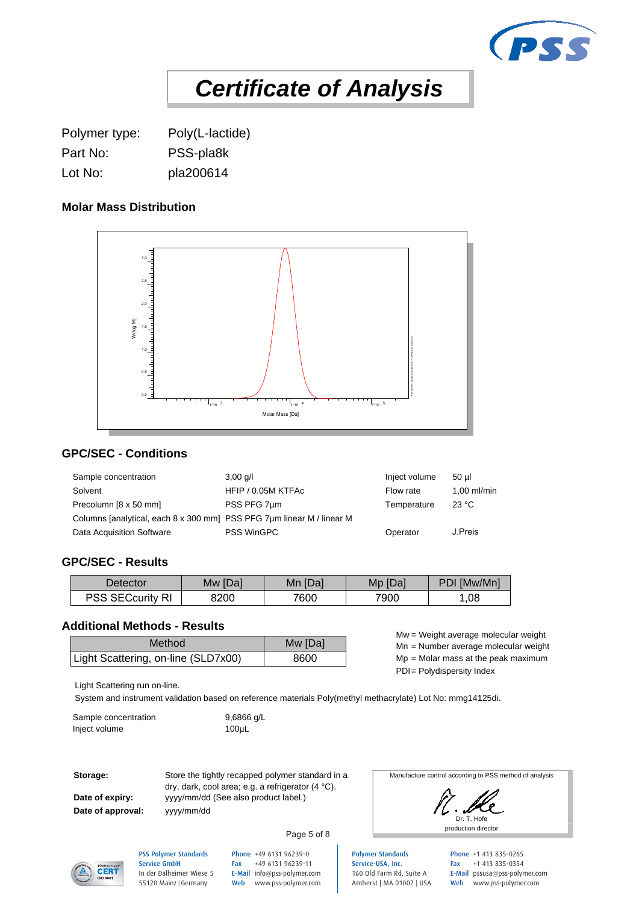# Certificate of Analysis

Polymer type: Poly(L-lactide)
Part No: PSS-pla8k
Lot No: pla200614

## Molar Mass Distribution

## GPC/SEC - Conditions

| | | | |
|---|---|---|---|
| Sample concentration | 3,00 g/l | Inject volume | 50 µl |
| Solvent | HFIP / 0.05M KTFAc | Flow rate | 1,00 ml/min |
| Precolumn [8 x 50 mm] | PSS PFG 7µm | Temperature | 23 °C |
| Columns [analytical, each 8 x 300 mm] | PSS PFG 7µm linear M / linear M | | |
| Data Acquisition Software | PSS WinGPC | Operator | J.Preis |

## GPC/SEC - Results

| Detector | Mw [Da] | Mn [Da] | Mp [Da] | PDI [Mw/Mn] |
|---|---|---|---|---|
| PSS SECcurity RI | 8200 | 7600 | 7900 | 1,08 |

## Additional Methods - Results

| Method | Mw [Da] |
|---|---|
| Light Scattering, on-line (SLD7x00) | 8600 |

Mw = Weight average molecular weight
Mn = Number average molecular weight
Mp = Molar mass at the peak maximum
PDI = Polydispersity Index

Light Scattering run on-line.
System and instrument validation based on reference materials Poly(methyl methacrylate) Lot No: mmg14125di.

| | |
|---|---|
| Sample concentration | 9,6866 g/L |
| Inject volume | 100µL |

**Storage:** Store the tightly recapped polymer standard in a dry, dark, cool area; e.g. a refrigerator (4 °C).

**Date of expiry:** yyyy/mm/dd (See also product label.)

**Date of approval:** yyyy/mm/dd

Manufacture control according to PSS method of analysis

Dr. T. Hofe
production director

PSS Polymer Standards Service GmbH
In der Dalheimer Wiese 5
55120 Mainz | Germany
Phone +49 6131 96239-0
Fax +49 6131 96239-11
E-Mail info@pss-polymer.com
Web www.pss-polymer.com

Polymer Standards Service-USA, Inc.
160 Old Farm Rd, Suite A
Amherst | MA 01002 | USA
Phone +1 413 835-0265
Fax +1 413 835-0354
E-Mail pssusa@pss-polymer.com
Web www.pss-polymer.com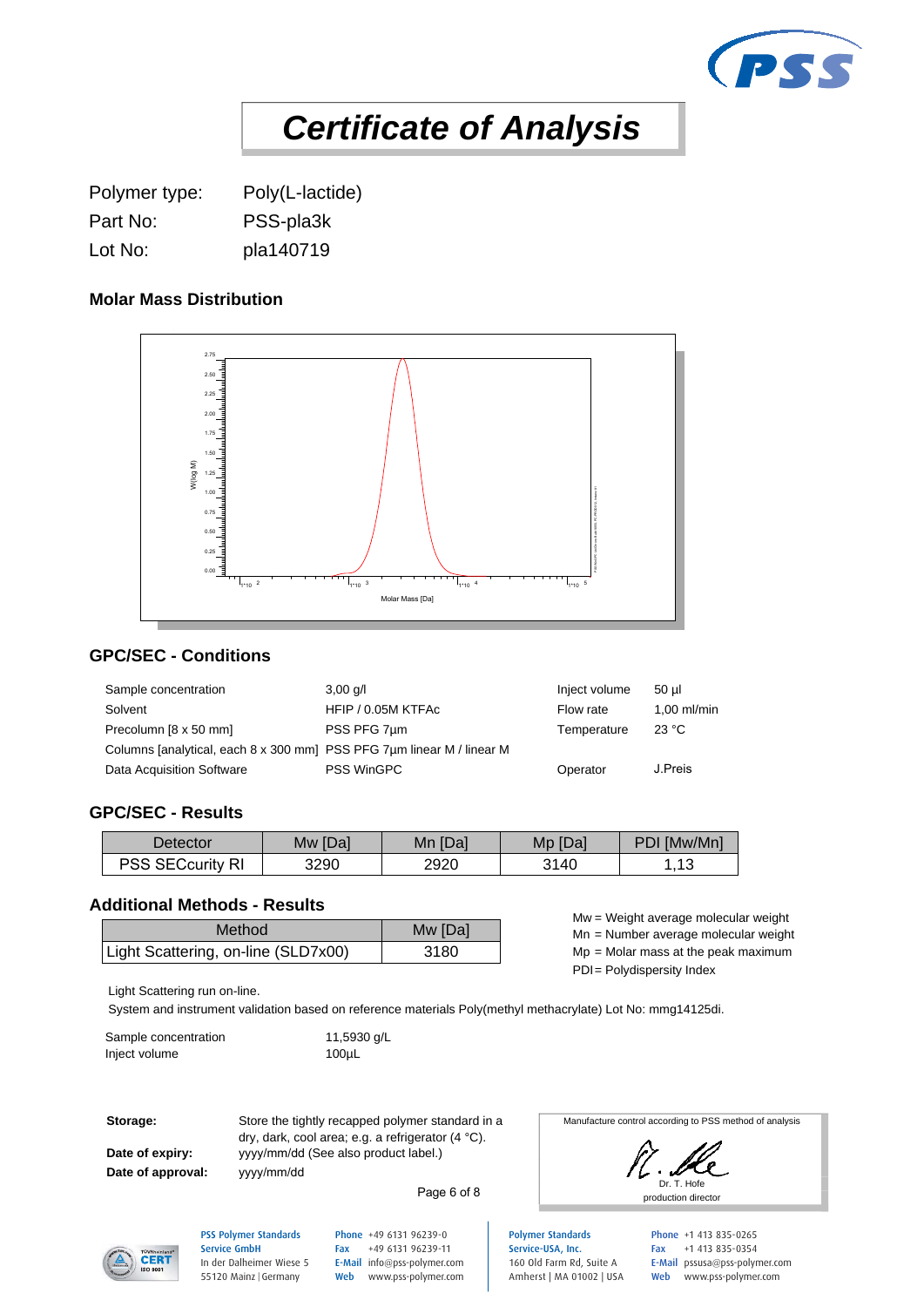# Certificate of Analysis

Polymer type: Poly(L-lactide)
Part No: PSS-pla3k
Lot No: pla140719

### Molar Mass Distribution

W(log M)

Molar Mass [Da]

### GPC/SEC - Conditions

| | | | |
|---|---|---|---|
| Sample concentration | 3,00 g/l | Inject volume | 50 µl |
| Solvent | HFIP / 0.05M KTFAc | Flow rate | 1,00 ml/min |
| Precolumn [8 x 50 mm] | PSS PFG 7µm | Temperature | 23 °C |
| Columns [analytical, each 8 x 300 mm] | PSS PFG 7µm linear M / linear M | | |
| Data Acquisition Software | PSS WinGPC | Operator | J.Preis |

### GPC/SEC - Results

| Detector | Mw [Da] | Mn [Da] | Mp [Da] | PDI [Mw/Mn] |
|---|---|---|---|---|
| PSS SECcurity RI | 3290 | 2920 | 3140 | 1,13 |

### Additional Methods - Results

| Method | Mw [Da] |
|---|---|
| Light Scattering, on-line (SLD7x00) | 3180 |

Mw = Weight average molecular weight
Mn = Number average molecular weight
Mp = Molar mass at the peak maximum
PDI = Polydispersity Index

Light Scattering run on-line.
System and instrument validation based on reference materials Poly(methyl methacrylate) Lot No: mmg14125di.

Sample concentration 11,5930 g/L
Inject volume 100µL

**Storage:** Store the tightly recapped polymer standard in a dry, dark, cool area; e.g. a refrigerator (4 °C).

**Date of expiry:** yyyy/mm/dd (See also product label.)

**Date of approval:** yyyy/mm/dd

Manufacture control according to PSS method of analysis

Dr. T. Hofe
production director

PSS Polymer Standards Service GmbH
In der Dalheimer Wiese 5
55120 Mainz | Germany
Phone +49 6131 96239-0
Fax +49 6131 96239-11
E-Mail info@pss-polymer.com
Web www.pss-polymer.com

Polymer Standards Service-USA, Inc.
160 Old Farm Rd, Suite A
Amherst | MA 01002 | USA
Phone +1 413 835-0265
Fax +1 413 835-0354
E-Mail pssusa@pss-polymer.com
Web www.pss-polymer.com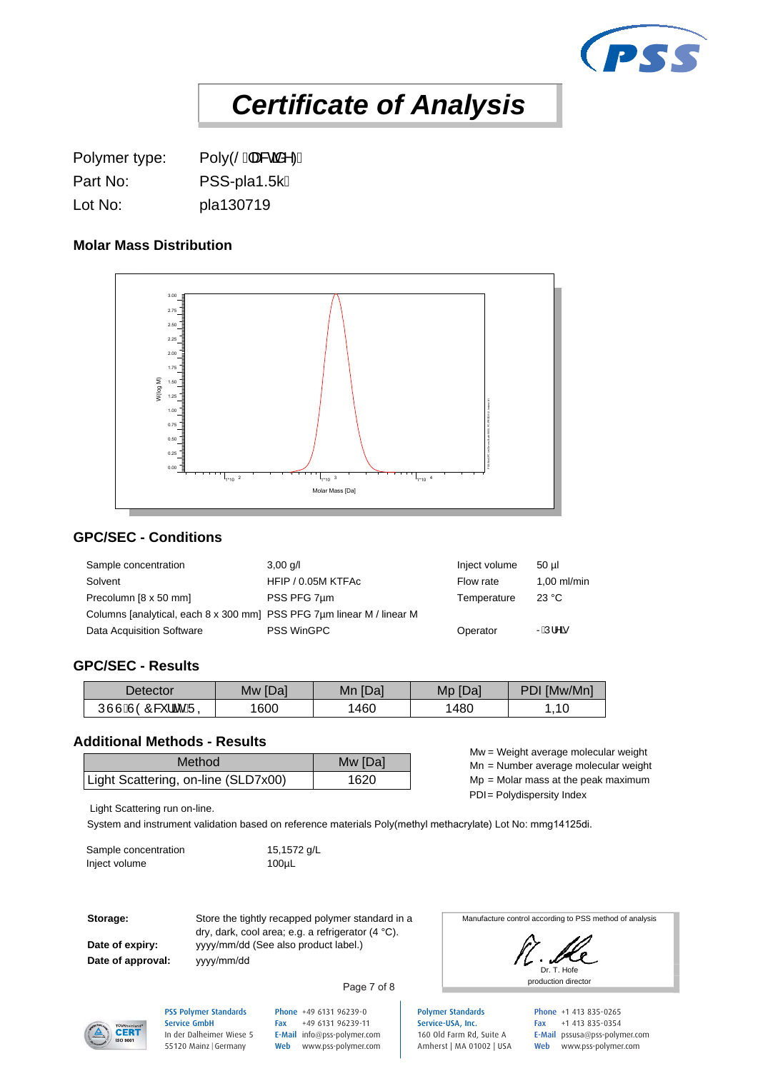# Certificate of Analysis

Polymer type: Poly(L-lactide)
Part No: PSS-pla1.5k
Lot No: pla130719

### Molar Mass Distribution

### GPC/SEC - Conditions

| | | | |
|---|---|---|---|
| Sample concentration | 3,00 g/l | Inject volume | 50 µl |
| Solvent | HFIP / 0.05M KTFAc | Flow rate | 1,00 ml/min |
| Precolumn [8 x 50 mm] | PSS PFG 7µm | Temperature | 23 °C |
| Columns [analytical, each 8 x 300 mm] | PSS PFG 7µm linear M / linear M | | |
| Data Acquisition Software | PSS WinGPC | Operator | J. Preis |

### GPC/SEC - Results

| Detector | Mw [Da] | Mn [Da] | Mp [Da] | PDI [Mw/Mn] |
|---|---|---|---|---|
| PSS SEC Current RI | 1600 | 1460 | 1480 | 1,10 |

### Additional Methods - Results

| Method | Mw [Da] |
|---|---|
| Light Scattering, on-line (SLD7x00) | 1620 |

Mw = Weight average molecular weight
Mn = Number average molecular weight
Mp = Molar mass at the peak maximum
PDI = Polydispersity Index

Light Scattering run on-line.

System and instrument validation based on reference materials Poly(methyl methacrylate) Lot No: mmg14125di.

| | |
|---|---|
| Sample concentration | 15,1572 g/L |
| Inject volume | 100µL |

**Storage:** Store the tightly recapped polymer standard in a dry, dark, cool area; e.g. a refrigerator (4 °C).

**Date of expiry:** yyyy/mm/dd (See also product label.)

**Date of approval:** yyyy/mm/dd

Manufacture control according to PSS method of analysis

Dr. T. Hofe
production director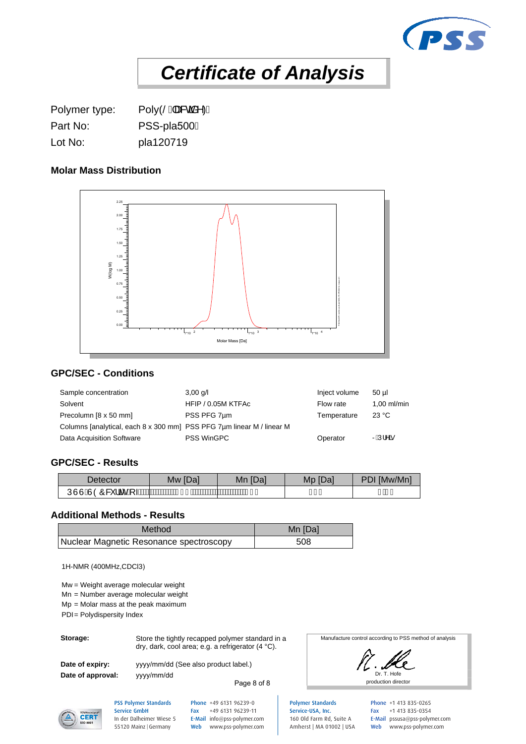# *Certificate of Analysis*

Polymer type: Poly(L-lactide)

Part No: PSS-pla500

Lot No: pla120719

## Molar Mass Distribution

2.25
2.00
1.75
1.50
1.25
1.00
0.75
0.50
0.25
0.00

W(log M)

1*10 2
1*10 3
1*10 4

Molar Mass [Da]

## GPC/SEC - Conditions

| | | | |
|---|---|---|---|
| Sample concentration | 3,00 g/l | Inject volume | 50 µl |
| Solvent | HFIP / 0.05M KTFAc | Flow rate | 1,00 ml/min |
| Precolumn [8 x 50 mm] | PSS PFG 7µm | Temperature | 23 °C |
| Columns [analytical, each 8 x 300 mm] | PSS PFG 7µm linear M / linear M | | |
| Data Acquisition Software | PSS WinGPC | Operator | J. Preis |

## GPC/SEC - Results

| Detector | Mw [Da] | Mn [Da] | Mp [Da] | PDI [Mw/Mn] |
|---|---|---|---|---|
| PSS SECcurity RI | | | | |

## Additional Methods - Results

| Method | Mn [Da] |
|---|---|
| Nuclear Magnetic Resonance spectroscopy | 508 |

1H-NMR (400MHz,CDCl3)

Mw = Weight average molecular weight
Mn = Number average molecular weight
Mp = Molar mass at the peak maximum
PDI = Polydispersity Index

**Storage:** Store the tightly recapped polymer standard in a dry, dark, cool area; e.g. a refrigerator (4 °C).

**Date of expiry:** yyyy/mm/dd (See also product label.)

**Date of approval:** yyyy/mm/dd

Manufacture control according to PSS method of analysis

Dr. T. Hofe
production director

PSS Polymer Standards Service GmbH
In der Dalheimer Wiese 5
55120 Mainz | Germany
Phone +49 6131 96239-0
Fax +49 6131 96239-11
E-Mail info@pss-polymer.com
Web www.pss-polymer.com

Polymer Standards Service-USA, Inc.
160 Old Farm Rd, Suite A
Amherst | MA 01002 | USA
Phone +1 413 835-0265
Fax +1 413 835-0354
E-Mail pssusa@pss-polymer.com
Web www.pss-polymer.com